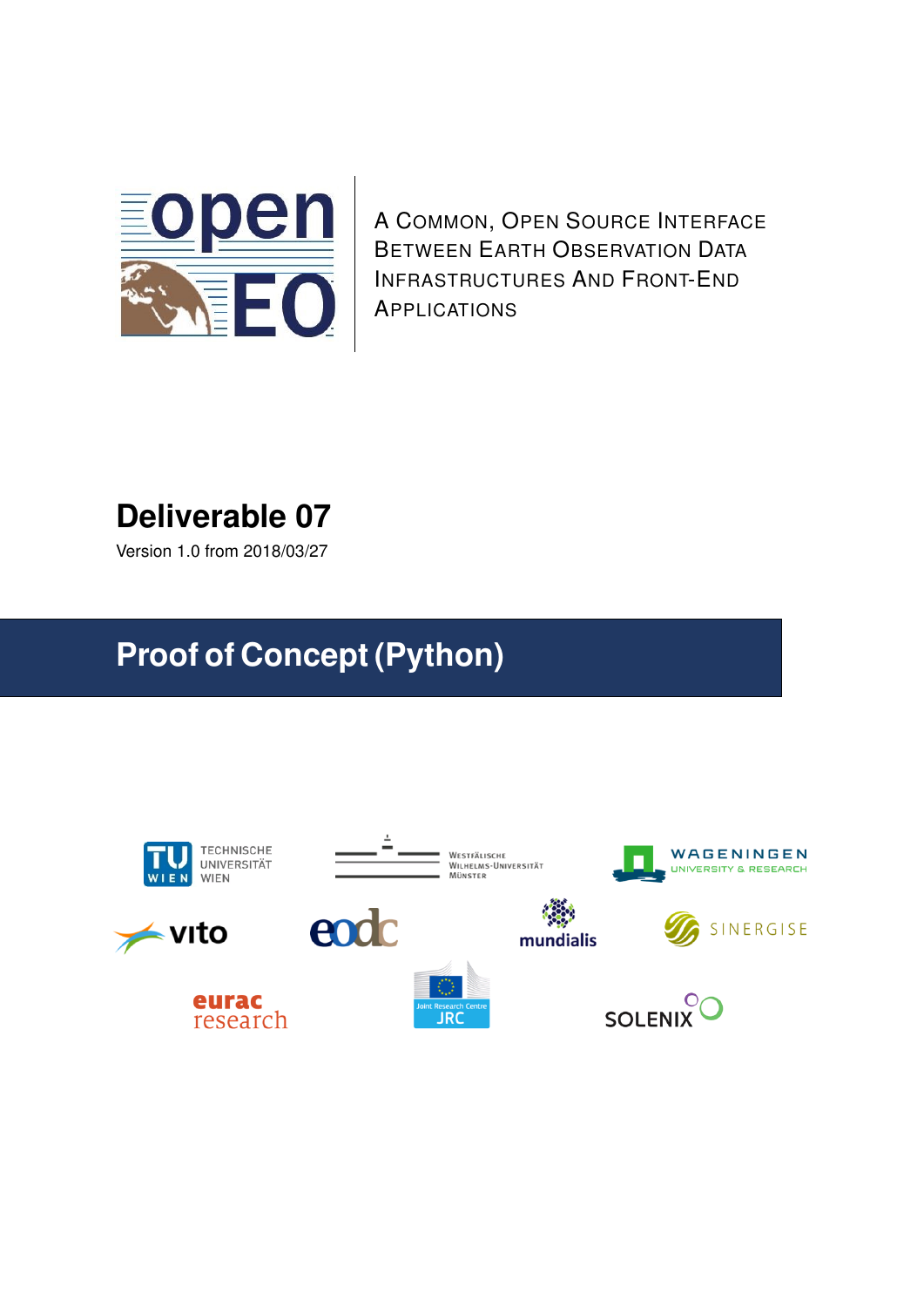openEO

A Common, Open Source Interface Between Earth Observation Data Infrastructures And Front-End Applications

# Deliverable 07

Version 1.0 from 2018/03/27

# Proof of Concept (Python)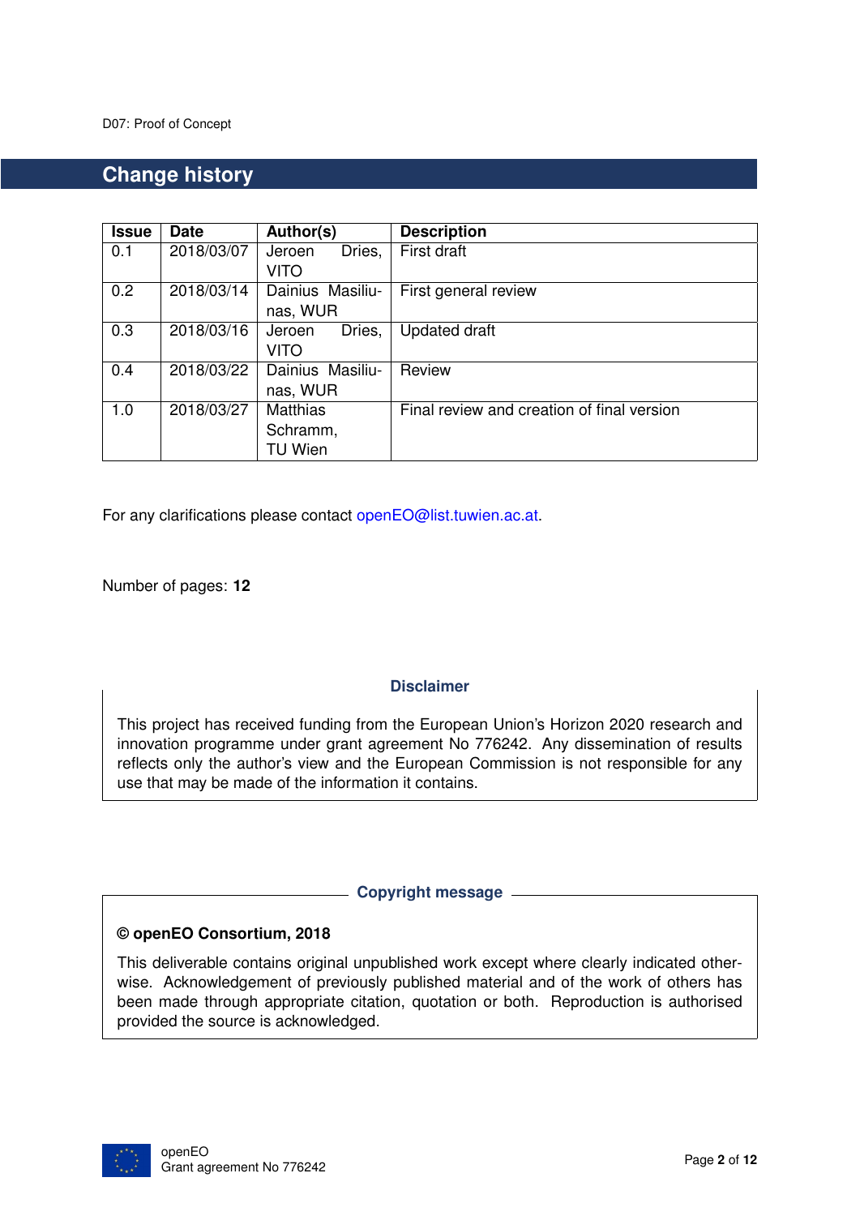## Change history

| Issue | Date | Author(s) | Description |
|---|---|---|---|
| 0.1 | 2018/03/07 | Jeroen Dries, VITO | First draft |
| 0.2 | 2018/03/14 | Dainius Masiliunas, WUR | First general review |
| 0.3 | 2018/03/16 | Jeroen Dries, VITO | Updated draft |
| 0.4 | 2018/03/22 | Dainius Masiliunas, WUR | Review |
| 1.0 | 2018/03/27 | Matthias Schramm, TU Wien | Final review and creation of final version |

For any clarifications please contact openEO@list.tuwien.ac.at.

Number of pages: **12**

**Disclaimer**

This project has received funding from the European Union's Horizon 2020 research and innovation programme under grant agreement No 776242. Any dissemination of results reflects only the author's view and the European Commission is not responsible for any use that may be made of the information it contains.

**Copyright message**

**© openEO Consortium, 2018**

This deliverable contains original unpublished work except where clearly indicated otherwise. Acknowledgement of previously published material and of the work of others has been made through appropriate citation, quotation or both. Reproduction is authorised provided the source is acknowledged.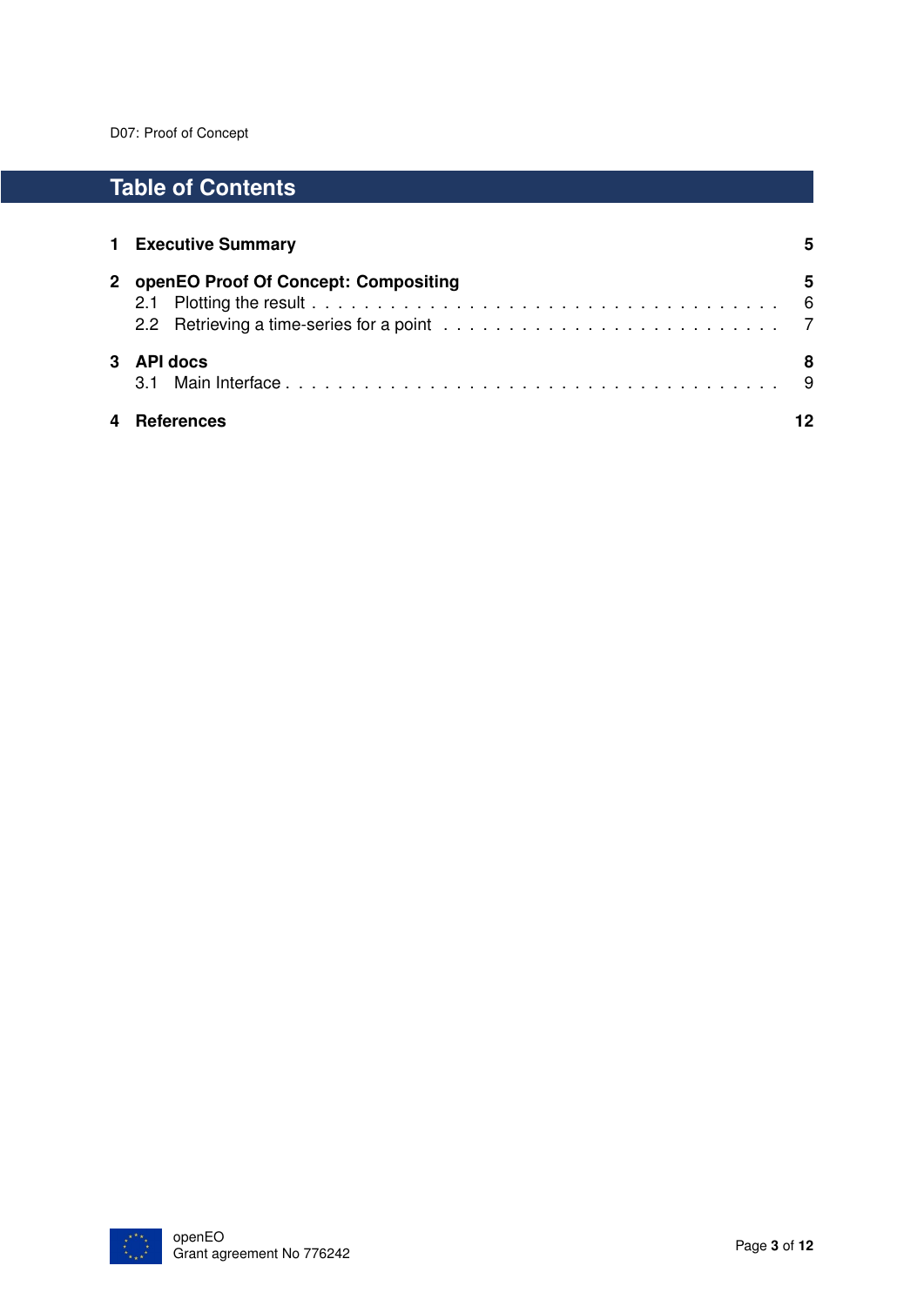# Table of Contents

**1 Executive Summary** — **5**

**2 openEO Proof Of Concept: Compositing** — **5**

- 2.1 Plotting the result — 6
- 2.2 Retrieving a time-series for a point — 7

**3 API docs** — **8**

- 3.1 Main Interface — 9

**4 References** — **12**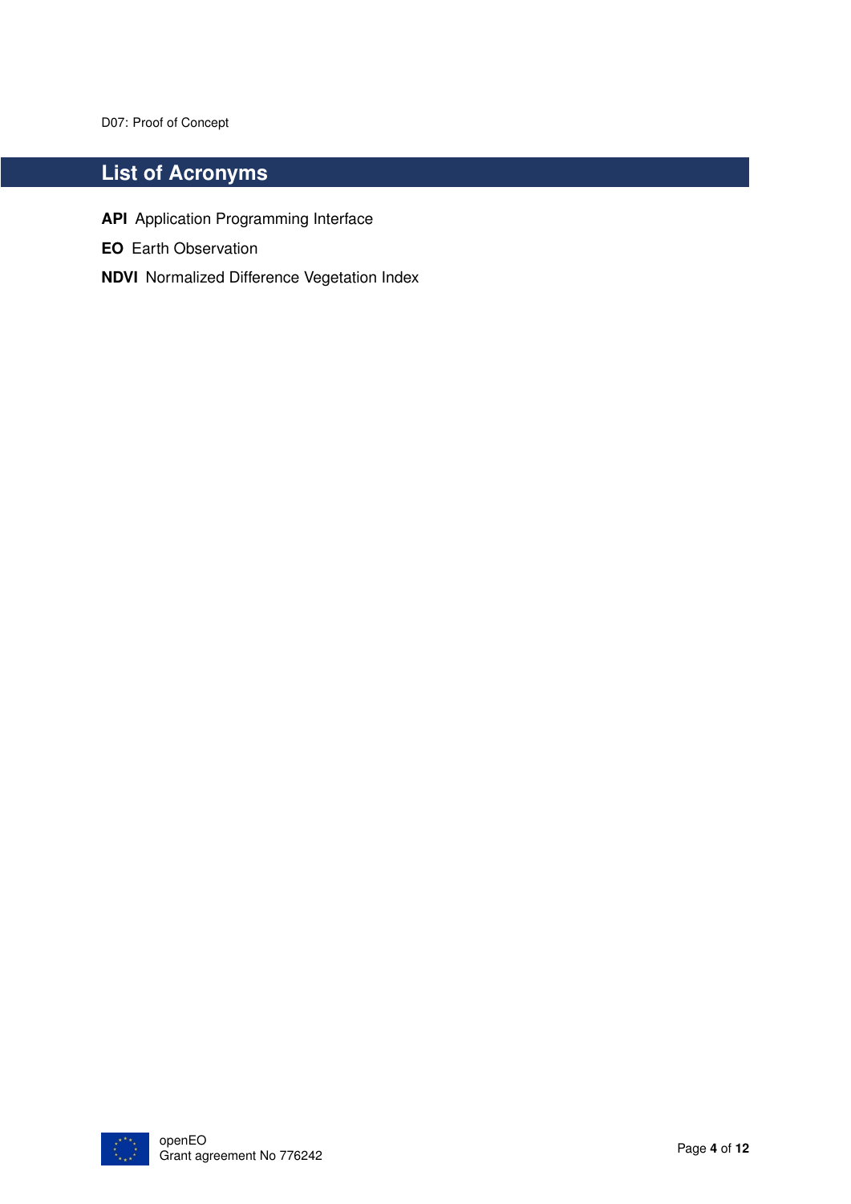# List of Acronyms

**API** Application Programming Interface

**EO** Earth Observation

**NDVI** Normalized Difference Vegetation Index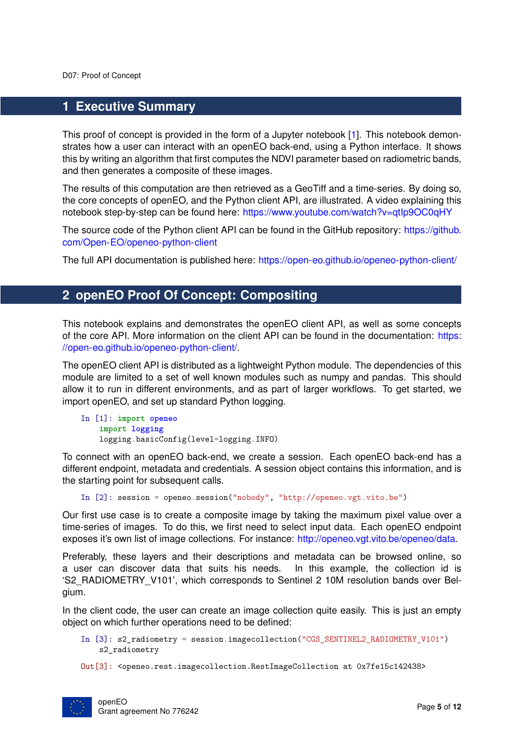# 1 Executive Summary

This proof of concept is provided in the form of a Jupyter notebook [1]. This notebook demonstrates how a user can interact with an openEO back-end, using a Python interface. It shows this by writing an algorithm that first computes the NDVI parameter based on radiometric bands, and then generates a composite of these images.

The results of this computation are then retrieved as a GeoTiff and a time-series. By doing so, the core concepts of openEO, and the Python client API, are illustrated. A video explaining this notebook step-by-step can be found here: https://www.youtube.com/watch?v=qtIp9OC0qHY

The source code of the Python client API can be found in the GitHub repository: https://github.com/Open-EO/openeo-python-client

The full API documentation is published here: https://open-eo.github.io/openeo-python-client/

# 2 openEO Proof Of Concept: Compositing

This notebook explains and demonstrates the openEO client API, as well as some concepts of the core API. More information on the client API can be found in the documentation: https://open-eo.github.io/openeo-python-client/.

The openEO client API is distributed as a lightweight Python module. The dependencies of this module are limited to a set of well known modules such as numpy and pandas. This should allow it to run in different environments, and as part of larger workflows. To get started, we import openEO, and set up standard Python logging.

```
In [1]: import openeo
        import logging
        logging.basicConfig(level=logging.INFO)
```

To connect with an openEO back-end, we create a session. Each openEO back-end has a different endpoint, metadata and credentials. A session object contains this information, and is the starting point for subsequent calls.

```
In [2]: session = openeo.session("nobody", "http://openeo.vgt.vito.be")
```

Our first use case is to create a composite image by taking the maximum pixel value over a time-series of images. To do this, we first need to select input data. Each openEO endpoint exposes it's own list of image collections. For instance: http://openeo.vgt.vito.be/openeo/data.

Preferably, these layers and their descriptions and metadata can be browsed online, so a user can discover data that suits his needs. In this example, the collection id is 'S2_RADIOMETRY_V101', which corresponds to Sentinel 2 10M resolution bands over Belgium.

In the client code, the user can create an image collection quite easily. This is just an empty object on which further operations need to be defined:

```
In [3]: s2_radiometry = session.imagecollection("CGS_SENTINEL2_RADIOMETRY_V101")
        s2_radiometry

Out[3]: <openeo.rest.imagecollection.RestImageCollection at 0x7fe15c142438>
```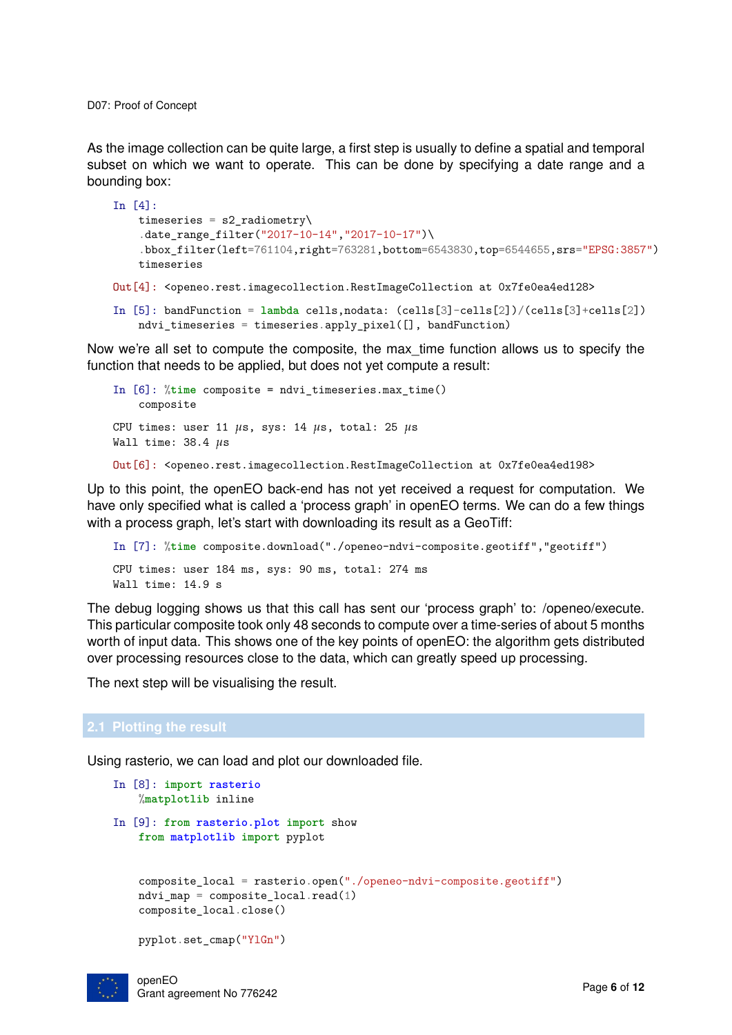As the image collection can be quite large, a first step is usually to define a spatial and temporal subset on which we want to operate. This can be done by specifying a date range and a bounding box:

```
In [4]:
    timeseries = s2_radiometry\
    .date_range_filter("2017-10-14","2017-10-17")\
    .bbox_filter(left=761104,right=763281,bottom=6543830,top=6544655,srs="EPSG:3857")
    timeseries
```

```
Out[4]: <openeo.rest.imagecollection.RestImageCollection at 0x7fe0ea4ed128>
```

```
In [5]: bandFunction = lambda cells,nodata: (cells[3]-cells[2])/(cells[3]+cells[2])
    ndvi_timeseries = timeseries.apply_pixel([], bandFunction)
```

Now we're all set to compute the composite, the max_time function allows us to specify the function that needs to be applied, but does not yet compute a result:

```
In [6]: %time composite = ndvi_timeseries.max_time()
    composite
```

```
CPU times: user 11 µs, sys: 14 µs, total: 25 µs
Wall time: 38.4 µs
```

```
Out[6]: <openeo.rest.imagecollection.RestImageCollection at 0x7fe0ea4ed198>
```

Up to this point, the openEO back-end has not yet received a request for computation. We have only specified what is called a 'process graph' in openEO terms. We can do a few things with a process graph, let's start with downloading its result as a GeoTiff:

```
In [7]: %time composite.download("./openeo-ndvi-composite.geotiff","geotiff")
```

```
CPU times: user 184 ms, sys: 90 ms, total: 274 ms
Wall time: 14.9 s
```

The debug logging shows us that this call has sent our 'process graph' to: /openeo/execute. This particular composite took only 48 seconds to compute over a time-series of about 5 months worth of input data. This shows one of the key points of openEO: the algorithm gets distributed over processing resources close to the data, which can greatly speed up processing.

The next step will be visualising the result.

## 2.1 Plotting the result

Using rasterio, we can load and plot our downloaded file.

```
In [8]: import rasterio
    %matplotlib inline
```

```
In [9]: from rasterio.plot import show
    from matplotlib import pyplot


    composite_local = rasterio.open("./openeo-ndvi-composite.geotiff")
    ndvi_map = composite_local.read(1)
    composite_local.close()

    pyplot.set_cmap("YlGn")
```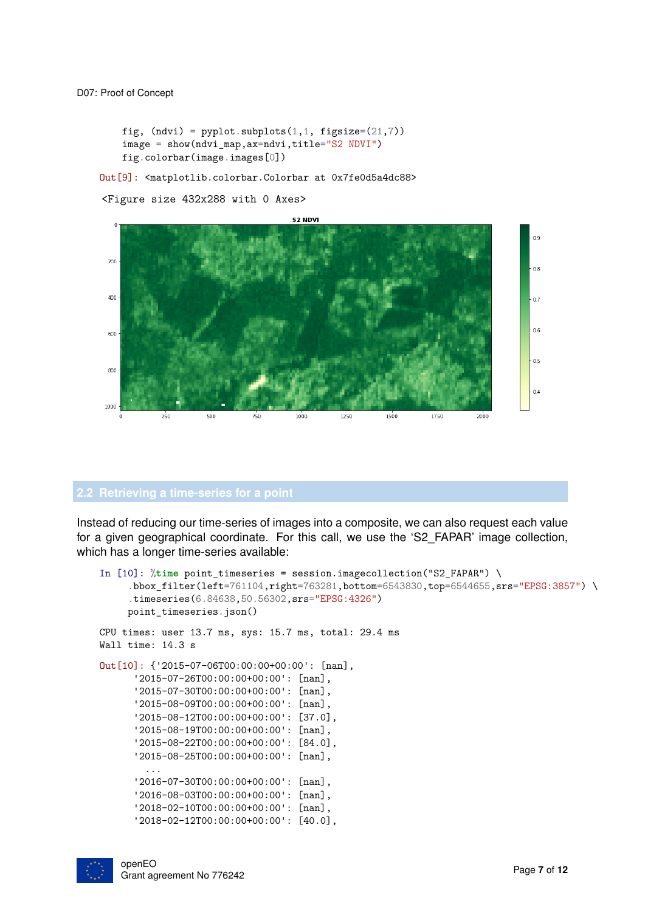```
fig, (ndvi) = pyplot.subplots(1,1, figsize=(21,7))
image = show(ndvi_map,ax=ndvi,title="S2 NDVI")
fig.colorbar(image.images[0])
```

```
Out[9]: <matplotlib.colorbar.Colorbar at 0x7fe0d5a4dc88>
```

```
<Figure size 432x288 with 0 Axes>
```

## 2.2 Retrieving a time-series for a point

Instead of reducing our time-series of images into a composite, we can also request each value for a given geographical coordinate. For this call, we use the 'S2_FAPAR' image collection, which has a longer time-series available:

```
In [10]: %time point_timeseries = session.imagecollection("S2_FAPAR") \
    .bbox_filter(left=761104,right=763281,bottom=6543830,top=6544655,srs="EPSG:3857") \
    .timeseries(6.84638,50.56302,srs="EPSG:4326")
    point_timeseries.json()
```

```
CPU times: user 13.7 ms, sys: 15.7 ms, total: 29.4 ms
Wall time: 14.3 s
```

```
Out[10]: {'2015-07-06T00:00:00+00:00': [nan],
 '2015-07-26T00:00:00+00:00': [nan],
 '2015-07-30T00:00:00+00:00': [nan],
 '2015-08-09T00:00:00+00:00': [nan],
 '2015-08-12T00:00:00+00:00': [37.0],
 '2015-08-19T00:00:00+00:00': [nan],
 '2015-08-22T00:00:00+00:00': [84.0],
 '2015-08-25T00:00:00+00:00': [nan],
  ...
 '2016-07-30T00:00:00+00:00': [nan],
 '2016-08-03T00:00:00+00:00': [nan],
 '2018-02-10T00:00:00+00:00': [nan],
 '2018-02-12T00:00:00+00:00': [40.0],
```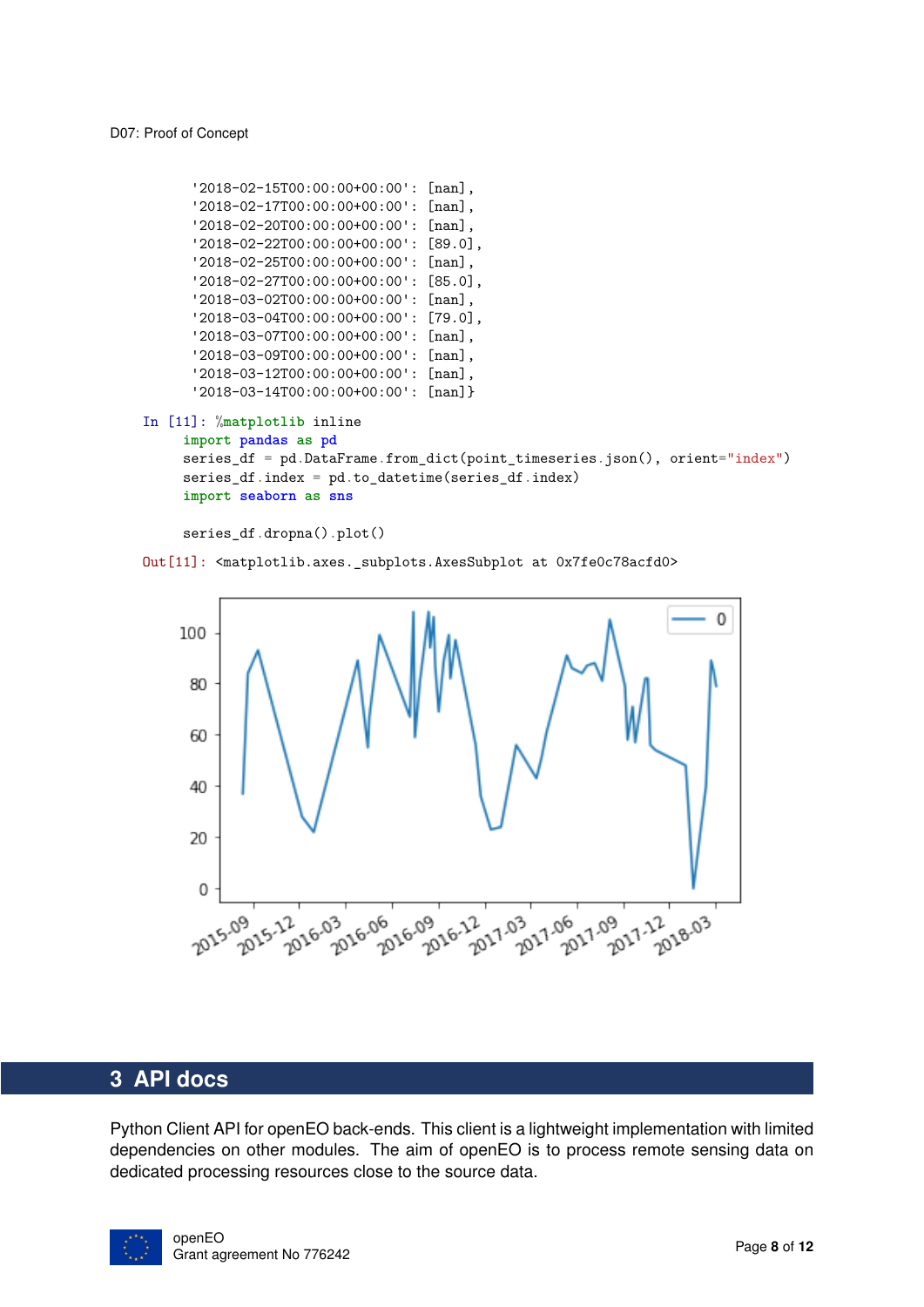```
        '2018-02-15T00:00:00+00:00': [nan],
        '2018-02-17T00:00:00+00:00': [nan],
        '2018-02-20T00:00:00+00:00': [nan],
        '2018-02-22T00:00:00+00:00': [89.0],
        '2018-02-25T00:00:00+00:00': [nan],
        '2018-02-27T00:00:00+00:00': [85.0],
        '2018-03-02T00:00:00+00:00': [nan],
        '2018-03-04T00:00:00+00:00': [79.0],
        '2018-03-07T00:00:00+00:00': [nan],
        '2018-03-09T00:00:00+00:00': [nan],
        '2018-03-12T00:00:00+00:00': [nan],
        '2018-03-14T00:00:00+00:00': [nan]}
```

```
In [11]: %matplotlib inline
         import pandas as pd
         series_df = pd.DataFrame.from_dict(point_timeseries.json(), orient="index")
         series_df.index = pd.to_datetime(series_df.index)
         import seaborn as sns

         series_df.dropna().plot()

Out[11]: <matplotlib.axes._subplots.AxesSubplot at 0x7fe0c78acfd0>
```

# 3 API docs

Python Client API for openEO back-ends. This client is a lightweight implementation with limited dependencies on other modules. The aim of openEO is to process remote sensing data on dedicated processing resources close to the source data.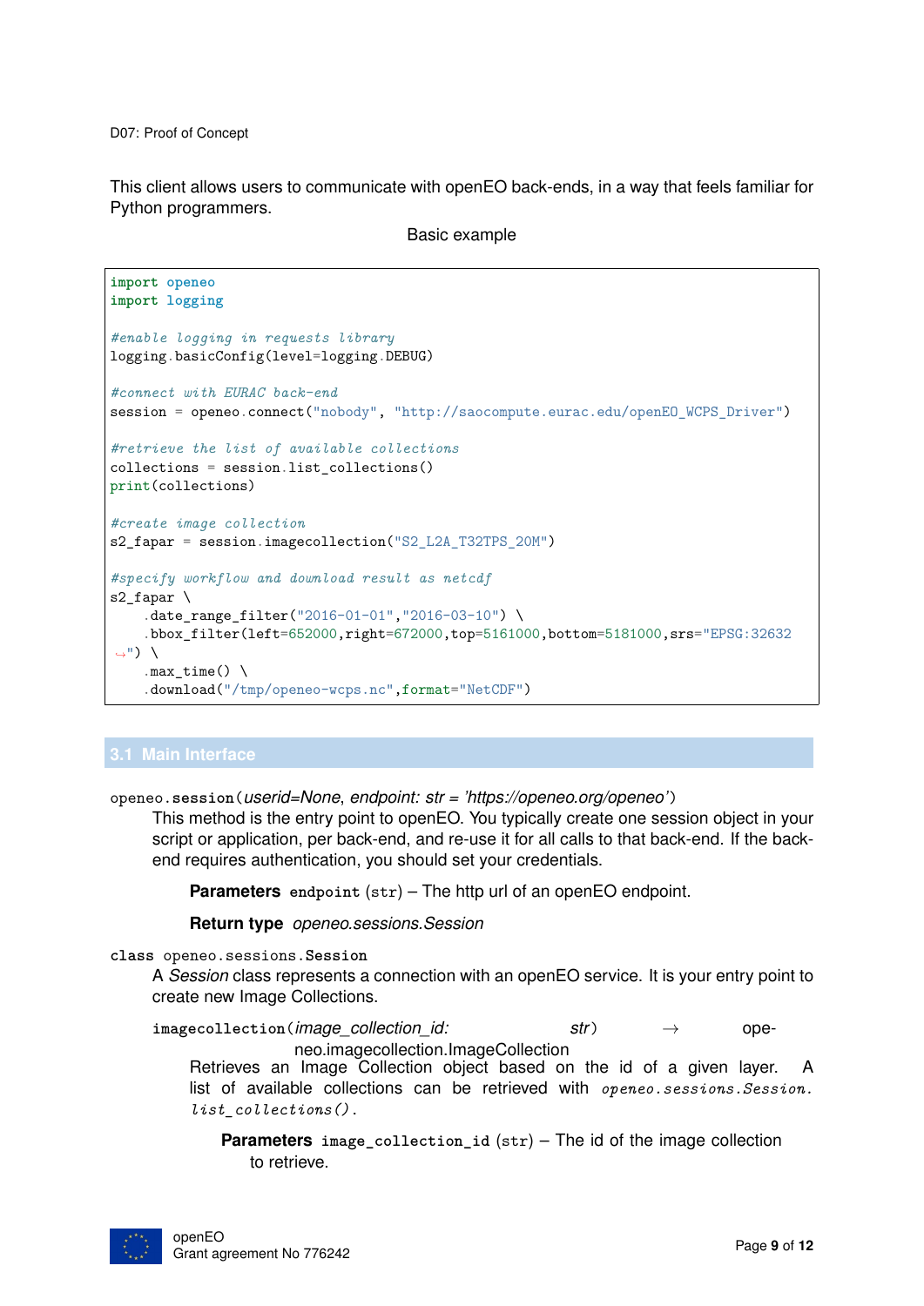This client allows users to communicate with openEO back-ends, in a way that feels familiar for Python programmers.

Basic example

```
import openeo
import logging

#enable logging in requests library
logging.basicConfig(level=logging.DEBUG)

#connect with EURAC back-end
session = openeo.connect("nobody", "http://saocompute.eurac.edu/openEO_WCPS_Driver")

#retrieve the list of available collections
collections = session.list_collections()
print(collections)

#create image collection
s2_fapar = session.imagecollection("S2_L2A_T32TPS_20M")

#specify workflow and download result as netcdf
s2_fapar \
    .date_range_filter("2016-01-01","2016-03-10") \
    .bbox_filter(left=652000,right=672000,top=5161000,bottom=5181000,srs="EPSG:32632
↪") \
    .max_time() \
    .download("/tmp/openeo-wcps.nc",format="NetCDF")
```

## 3.1 Main Interface

`openeo.session`(*userid=None*, *endpoint: str = 'https://openeo.org/openeo'*)

This method is the entry point to openEO. You typically create one session object in your script or application, per back-end, and re-use it for all calls to that back-end. If the back-end requires authentication, you should set your credentials.

**Parameters** `endpoint` (str) – The http url of an openEO endpoint.

**Return type** *openeo.sessions.Session*

`class openeo.sessions.Session`

A *Session* class represents a connection with an openEO service. It is your entry point to create new Image Collections.

`imagecollection`(*image_collection_id: str*) → openeo.imagecollection.ImageCollection

Retrieves an Image Collection object based on the id of a given layer. A list of available collections can be retrieved with *openeo.sessions.Session.list_collections()*.

**Parameters** `image_collection_id` (str) – The id of the image collection to retrieve.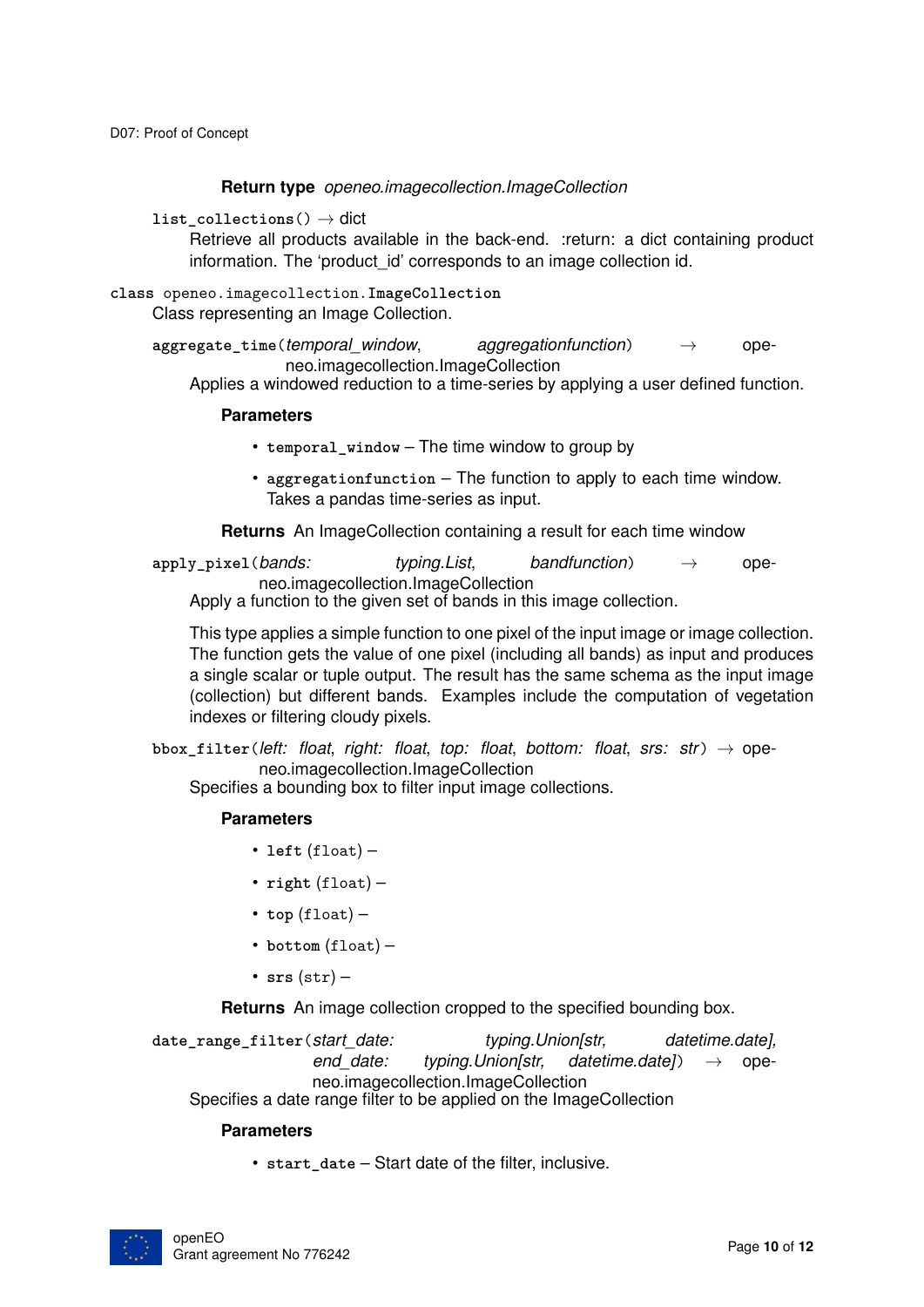**Return type** *openeo.imagecollection.ImageCollection*

`list_collections()` → dict

Retrieve all products available in the back-end. :return: a dict containing product information. The 'product_id' corresponds to an image collection id.

**class** `openeo.imagecollection.ImageCollection`

Class representing an Image Collection.

`aggregate_time`(*temporal_window*, *aggregationfunction*) → openeo.imagecollection.ImageCollection

Applies a windowed reduction to a time-series by applying a user defined function.

**Parameters**

- `temporal_window` – The time window to group by
- `aggregationfunction` – The function to apply to each time window. Takes a pandas time-series as input.

**Returns** An ImageCollection containing a result for each time window

`apply_pixel`(*bands: typing.List*, *bandfunction*) → openeo.imagecollection.ImageCollection

Apply a function to the given set of bands in this image collection.

This type applies a simple function to one pixel of the input image or image collection. The function gets the value of one pixel (including all bands) as input and produces a single scalar or tuple output. The result has the same schema as the input image (collection) but different bands. Examples include the computation of vegetation indexes or filtering cloudy pixels.

`bbox_filter`(*left: float*, *right: float*, *top: float*, *bottom: float*, *srs: str*) → openeo.imagecollection.ImageCollection

Specifies a bounding box to filter input image collections.

**Parameters**

- **left** (float) –
- **right** (float) –
- **top** (float) –
- **bottom** (float) –
- **srs** (str) –

**Returns** An image collection cropped to the specified bounding box.

`date_range_filter`(*start_date: typing.Union[str, datetime.date]*, *end_date: typing.Union[str, datetime.date]*) → openeo.imagecollection.ImageCollection

Specifies a date range filter to be applied on the ImageCollection

**Parameters**

- `start_date` – Start date of the filter, inclusive.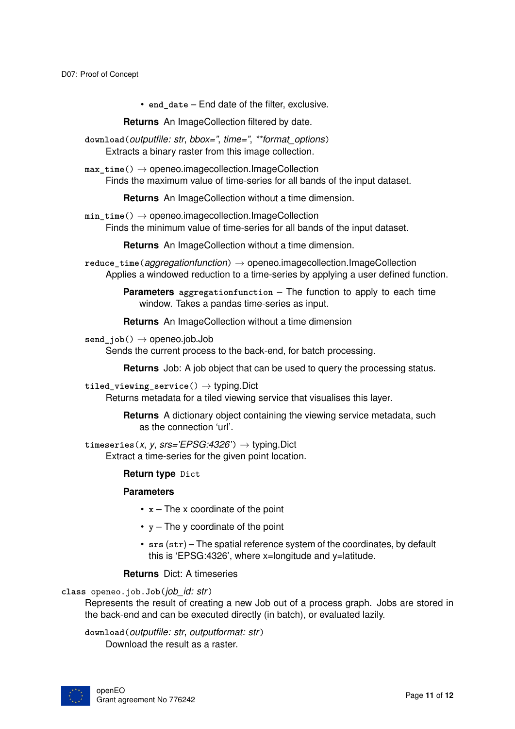- `end_date` – End date of the filter, exclusive.

**Returns** An ImageCollection filtered by date.

`download`(*outputfile: str*, *bbox=''*, *time=''*, *\*\*format_options*)
Extracts a binary raster from this image collection.

`max_time`() → openeo.imagecollection.ImageCollection
Finds the maximum value of time-series for all bands of the input dataset.

**Returns** An ImageCollection without a time dimension.

`min_time`() → openeo.imagecollection.ImageCollection
Finds the minimum value of time-series for all bands of the input dataset.

**Returns** An ImageCollection without a time dimension.

`reduce_time`(*aggregationfunction*) → openeo.imagecollection.ImageCollection
Applies a windowed reduction to a time-series by applying a user defined function.

**Parameters** `aggregationfunction` – The function to apply to each time window. Takes a pandas time-series as input.

**Returns** An ImageCollection without a time dimension

`send_job`() → openeo.job.Job
Sends the current process to the back-end, for batch processing.

**Returns** Job: A job object that can be used to query the processing status.

`tiled_viewing_service`() → typing.Dict
Returns metadata for a tiled viewing service that visualises this layer.

**Returns** A dictionary object containing the viewing service metadata, such as the connection 'url'.

`timeseries`(*x*, *y*, *srs='EPSG:4326'*) → typing.Dict
Extract a time-series for the given point location.

**Return type** `Dict`

**Parameters**

- `x` – The x coordinate of the point
- `y` – The y coordinate of the point
- `srs` (`str`) – The spatial reference system of the coordinates, by default this is 'EPSG:4326', where x=longitude and y=latitude.

**Returns** Dict: A timeseries

**class** `openeo.job.Job`(*job_id: str*)
Represents the result of creating a new Job out of a process graph. Jobs are stored in the back-end and can be executed directly (in batch), or evaluated lazily.

`download`(*outputfile: str*, *outputformat: str*)
Download the result as a raster.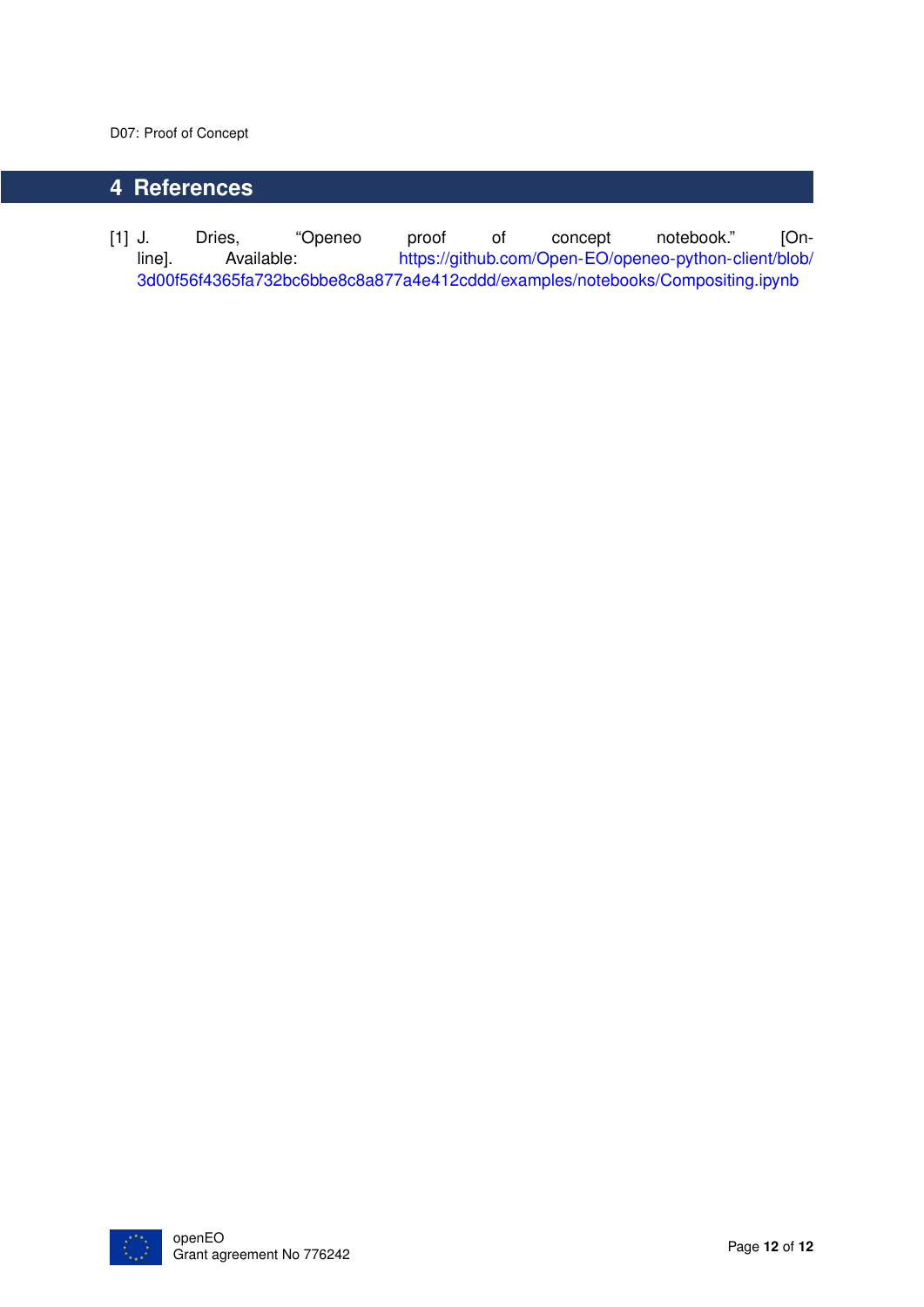# 4 References

[1] J. Dries, "Openeo proof of concept notebook." [Online]. Available: https://github.com/Open-EO/openeo-python-client/blob/3d00f56f4365fa732bc6bbe8c8a877a4e412cddd/examples/notebooks/Compositing.ipynb